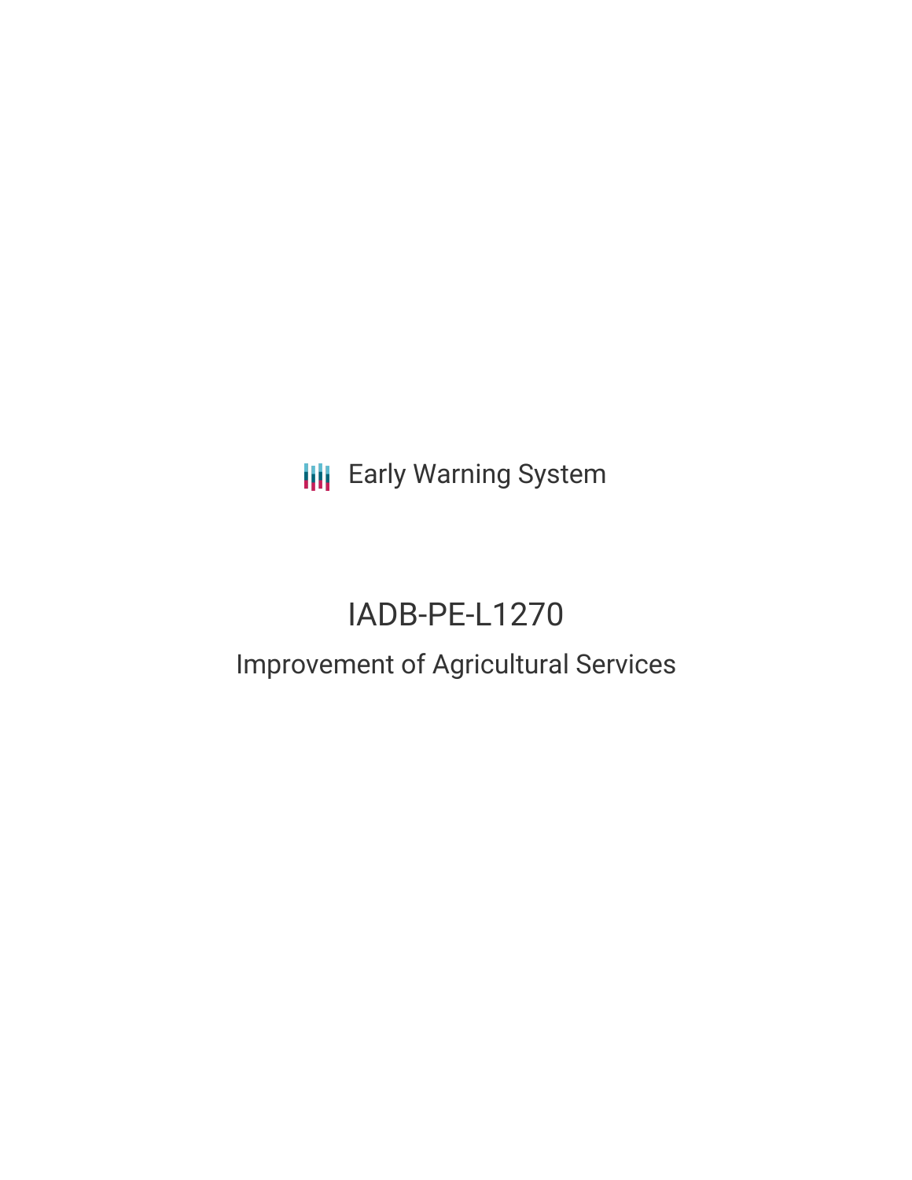Early Warning System

# IADB-PE-L1270

## Improvement of Agricultural Services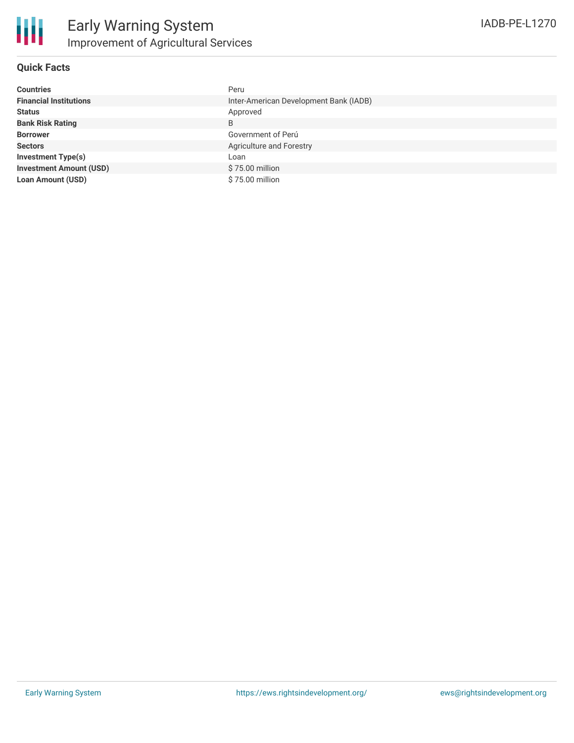# Early Warning System

## Improvement of Agricultural Services

IADB-PE-L1270

### Quick Facts

| | |
|---|---|
| **Countries** | Peru |
| **Financial Institutions** | Inter-American Development Bank (IADB) |
| **Status** | Approved |
| **Bank Risk Rating** | B |
| **Borrower** | Government of Perú |
| **Sectors** | Agriculture and Forestry |
| **Investment Type(s)** | Loan |
| **Investment Amount (USD)** | $ 75.00 million |
| **Loan Amount (USD)** | $ 75.00 million |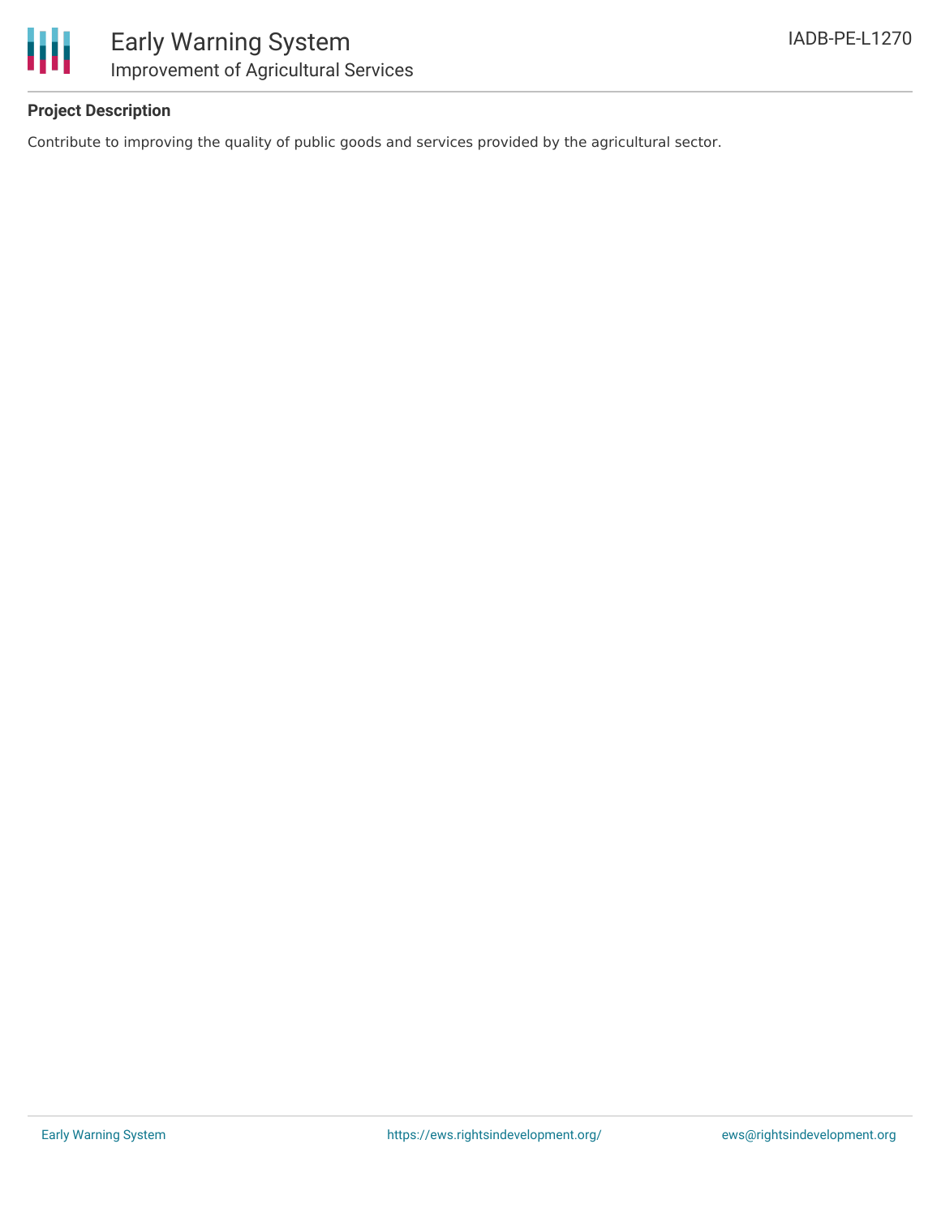**Project Description**

Contribute to improving the quality of public goods and services provided by the agricultural sector.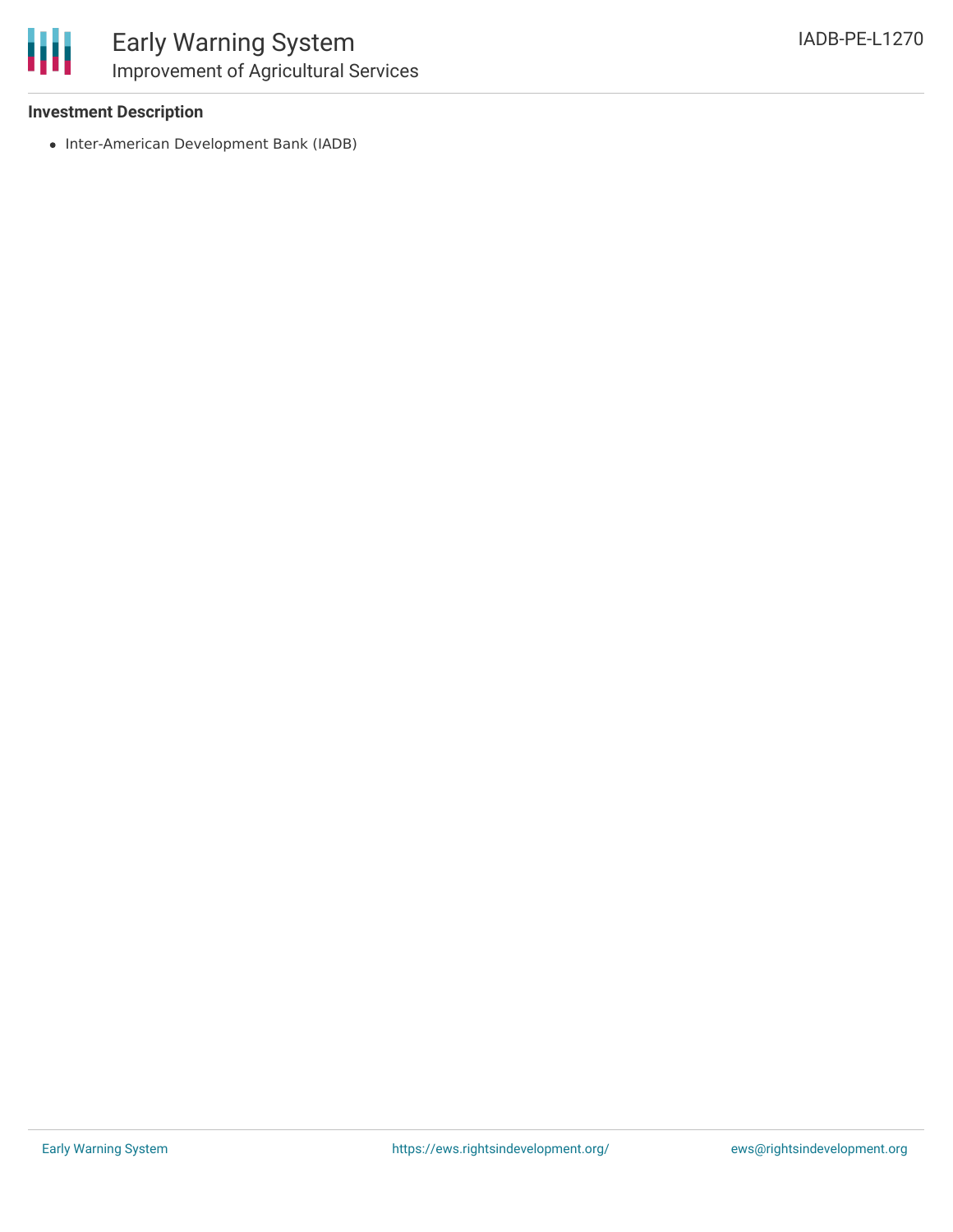**Investment Description**

- Inter-American Development Bank (IADB)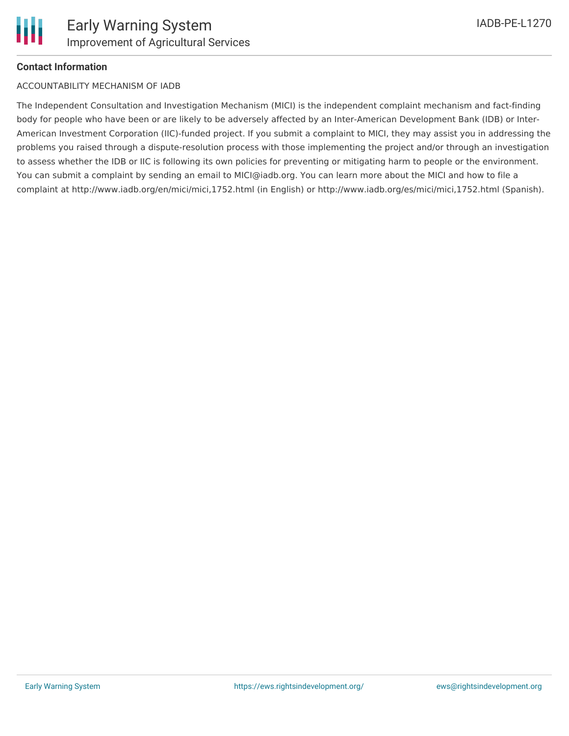**Contact Information**

ACCOUNTABILITY MECHANISM OF IADB

The Independent Consultation and Investigation Mechanism (MICI) is the independent complaint mechanism and fact-finding body for people who have been or are likely to be adversely affected by an Inter-American Development Bank (IDB) or Inter-American Investment Corporation (IIC)-funded project. If you submit a complaint to MICI, they may assist you in addressing the problems you raised through a dispute-resolution process with those implementing the project and/or through an investigation to assess whether the IDB or IIC is following its own policies for preventing or mitigating harm to people or the environment. You can submit a complaint by sending an email to MICI@iadb.org. You can learn more about the MICI and how to file a complaint at http://www.iadb.org/en/mici/mici,1752.html (in English) or http://www.iadb.org/es/mici/mici,1752.html (Spanish).